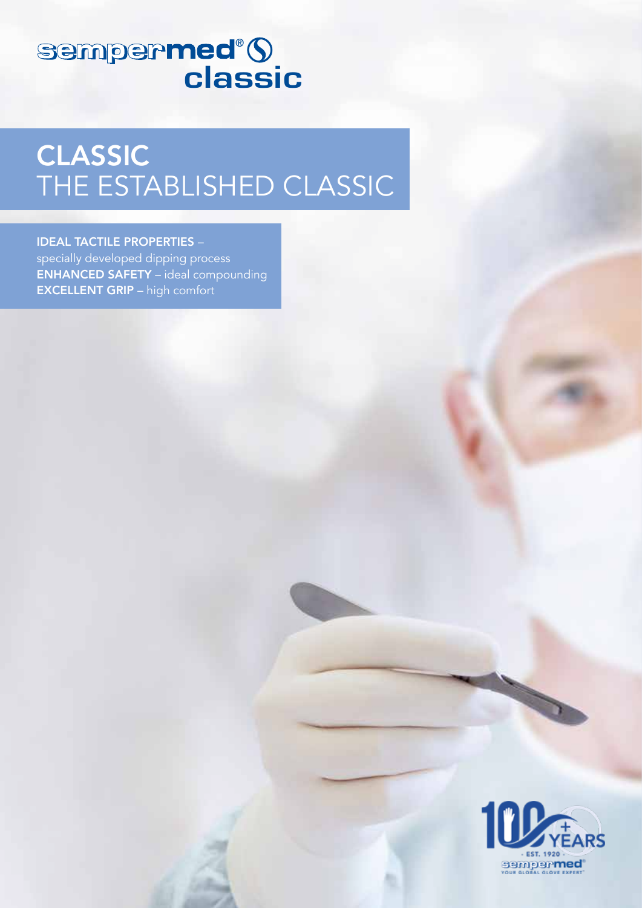sempermed® classic

# CLASSIC
## THE ESTABLISHED CLASSIC

**IDEAL TACTILE PROPERTIES** – specially developed dipping process
**ENHANCED SAFETY** – ideal compounding
**EXCELLENT GRIP** – high comfort

100+ YEARS
- EST. 1920 -
sempermed®
YOUR GLOBAL GLOVE EXPERT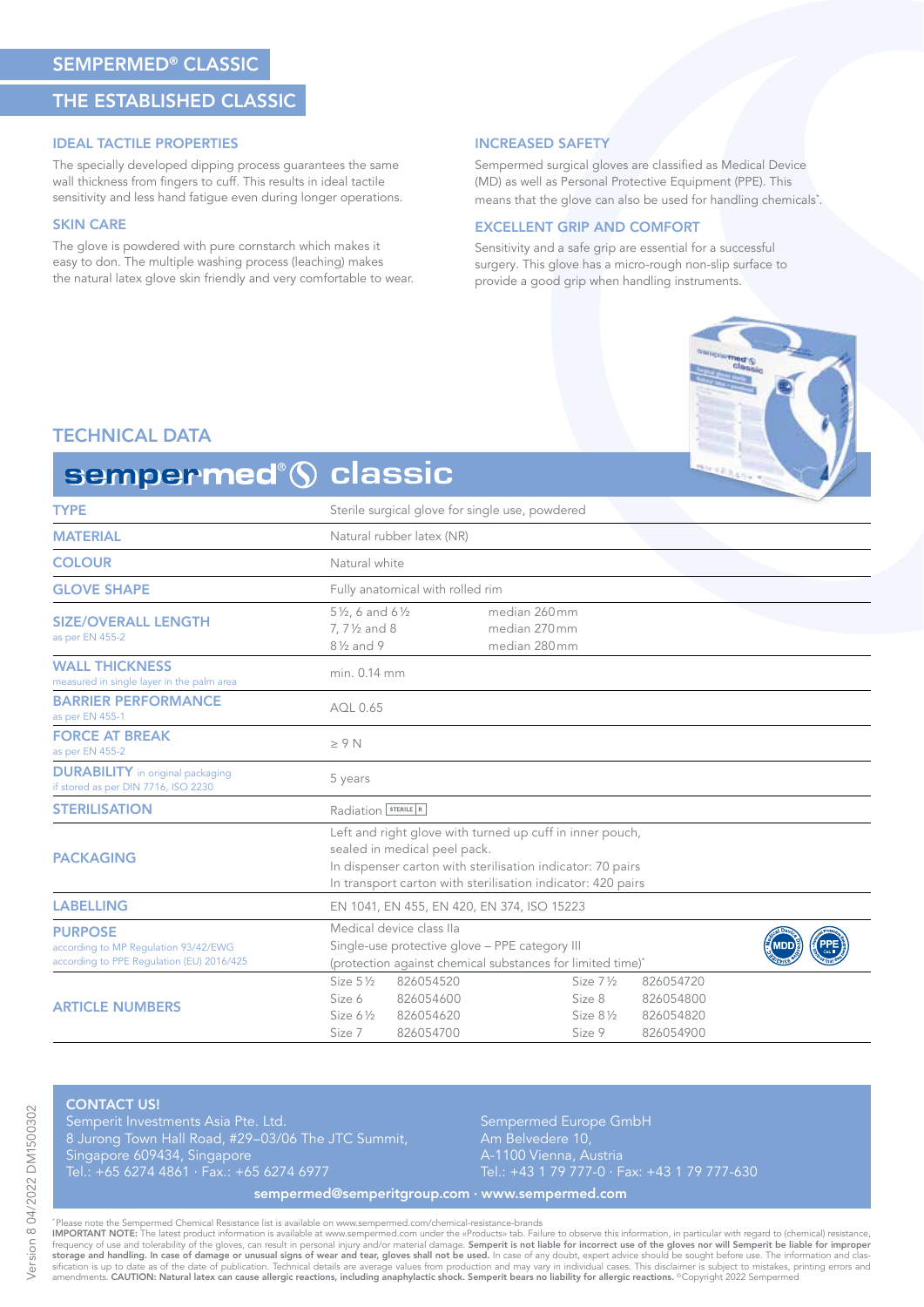## SEMPERMED® CLASSIC

## THE ESTABLISHED CLASSIC

### IDEAL TACTILE PROPERTIES

The specially developed dipping process guarantees the same wall thickness from fingers to cuff. This results in ideal tactile sensitivity and less hand fatigue even during longer operations.

### SKIN CARE

The glove is powdered with pure cornstarch which makes it easy to don. The multiple washing process (leaching) makes the natural latex glove skin friendly and very comfortable to wear.

### INCREASED SAFETY

Sempermed surgical gloves are classified as Medical Device (MD) as well as Personal Protective Equipment (PPE). This means that the glove can also be used for handling chemicals*.

### EXCELLENT GRIP AND COMFORT

Sensitivity and a safe grip are essential for a successful surgery. This glove has a micro-rough non-slip surface to provide a good grip when handling instruments.

## TECHNICAL DATA

### sempermed® classic

| | |
|---|---|
| **TYPE** | Sterile surgical glove for single use, powdered |
| **MATERIAL** | Natural rubber latex (NR) |
| **COLOUR** | Natural white |
| **GLOVE SHAPE** | Fully anatomical with rolled rim |
| **SIZE/OVERALL LENGTH** as per EN 455-2 | 5½, 6 and 6½ — median 260 mm<br>7, 7½ and 8 — median 270 mm<br>8½ and 9 — median 280 mm |
| **WALL THICKNESS** measured in single layer in the palm area | min. 0.14 mm |
| **BARRIER PERFORMANCE** as per EN 455-1 | AQL 0.65 |
| **FORCE AT BREAK** as per EN 455-2 | ≥ 9 N |
| **DURABILITY** in original packaging if stored as per DIN 7716, ISO 2230 | 5 years |
| **STERILISATION** | Radiation STERILE R |
| **PACKAGING** | Left and right glove with turned up cuff in inner pouch, sealed in medical peel pack.<br>In dispenser carton with sterilisation indicator: 70 pairs<br>In transport carton with sterilisation indicator: 420 pairs |
| **LABELLING** | EN 1041, EN 455, EN 420, EN 374, ISO 15223 |
| **PURPOSE** according to MP Regulation 93/42/EWG according to PPE Regulation (EU) 2016/425 | Medical device class IIa<br>Single-use protective glove – PPE category III<br>(protection against chemical substances for limited time)* |
| **ARTICLE NUMBERS** | Size 5½ 826054520<br>Size 6 826054600<br>Size 6½ 826054620<br>Size 7 826054700<br>Size 7½ 826054720<br>Size 8 826054800<br>Size 8½ 826054820<br>Size 9 826054900 |

### CONTACT US!

Semperit Investments Asia Pte. Ltd.
8 Jurong Town Hall Road, #29–03/06 The JTC Summit,
Singapore 609434, Singapore
Tel.: +65 6274 4861 · Fax.: +65 6274 6977

Sempermed Europe GmbH
Am Belvedere 10,
A-1100 Vienna, Austria
Tel.: +43 1 79 777-0 · Fax: +43 1 79 777-630

sempermed@semperitgroup.com · www.sempermed.com

*Please note the Sempermed Chemical Resistance list is available on www.sempermed.com/chemical-resistance-brands

**IMPORTANT NOTE:** The latest product information is available at www.sempermed.com under the «Products» tab. Failure to observe this information, in particular with regard to (chemical) resistance, frequency of use and tolerability of the gloves, can result in personal injury and/or material damage. **Semperit is not liable for incorrect use of the gloves nor will Semperit be liable for improper storage and handling. In case of damage or unusual signs of wear and tear, gloves shall not be used.** In case of any doubt, expert advice should be sought before use. The information and classification is up to date as of the date of publication. Technical details are average values from production and may vary in individual cases. This disclaimer is subject to mistakes, printing errors and amendments. **CAUTION: Natural latex can cause allergic reactions, including anaphylactic shock. Semperit bears no liability for allergic reactions.** ©Copyright 2022 Sempermed

Version 8 04/2022 DM1500302